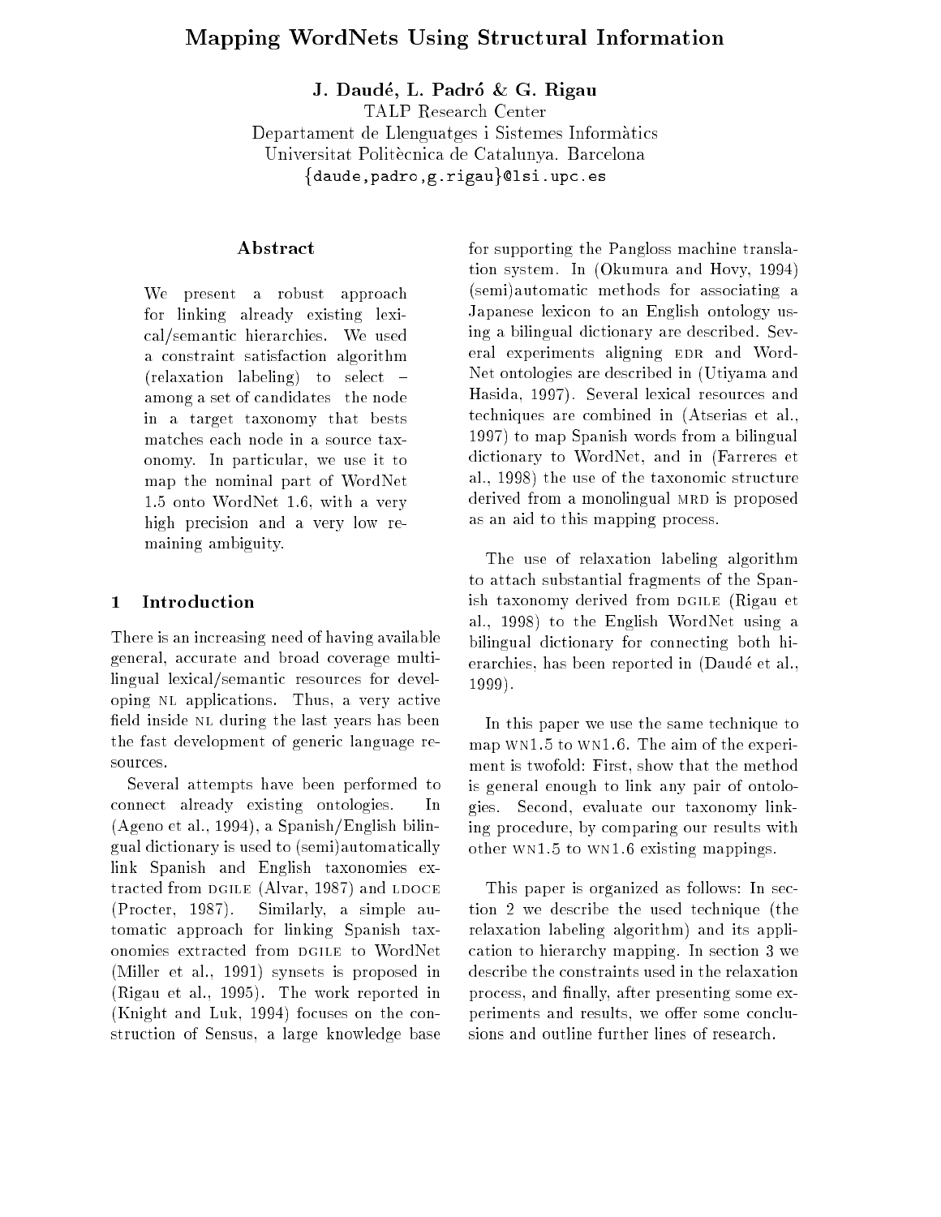# Mapping WordNets Using Structural Information

**J. Daudé, L. Padró & G. Rigau**

TALP Research Center
Departament de Llenguatges i Sistemes Informàtics
Universitat Politècnica de Catalunya. Barcelona
{daude,padro,g.rigau}@lsi.upc.es

## Abstract

We present a robust approach for linking already existing lexical/semantic hierarchies. We used a constraint satisfaction algorithm (relaxation labeling) to select – among a set of candidates the node in a target taxonomy that bests matches each node in a source taxonomy. In particular, we use it to map the nominal part of WordNet 1.5 onto WordNet 1.6, with a very high precision and a very low remaining ambiguity.

## 1 Introduction

There is an increasing need of having available general, accurate and broad coverage multilingual lexical/semantic resources for developing NL applications. Thus, a very active field inside NL during the last years has been the fast development of generic language resources.

Several attempts have been performed to connect already existing ontologies. In (Ageno et al., 1994), a Spanish/English bilingual dictionary is used to (semi)automatically link Spanish and English taxonomies extracted from DGILE (Alvar, 1987) and LDOCE (Procter, 1987). Similarly, a simple automatic approach for linking Spanish taxonomies extracted from DGILE to WordNet (Miller et al., 1991) synsets is proposed in (Rigau et al., 1995). The work reported in (Knight and Luk, 1994) focuses on the construction of Sensus, a large knowledge base for supporting the Pangloss machine translation system. In (Okumura and Hovy, 1994) (semi)automatic methods for associating a Japanese lexicon to an English ontology using a bilingual dictionary are described. Several experiments aligning EDR and WordNet ontologies are described in (Utiyama and Hasida, 1997). Several lexical resources and techniques are combined in (Atserias et al., 1997) to map Spanish words from a bilingual dictionary to WordNet, and in (Farreres et al., 1998) the use of the taxonomic structure derived from a monolingual MRD is proposed as an aid to this mapping process.

The use of relaxation labeling algorithm to attach substantial fragments of the Spanish taxonomy derived from DGILE (Rigau et al., 1998) to the English WordNet using a bilingual dictionary for connecting both hierarchies, has been reported in (Daudé et al., 1999).

In this paper we use the same technique to map WN1.5 to WN1.6. The aim of the experiment is twofold: First, show that the method is general enough to link any pair of ontologies. Second, evaluate our taxonomy linking procedure, by comparing our results with other WN1.5 to WN1.6 existing mappings.

This paper is organized as follows: In section 2 we describe the used technique (the relaxation labeling algorithm) and its application to hierarchy mapping. In section 3 we describe the constraints used in the relaxation process, and finally, after presenting some experiments and results, we offer some conclusions and outline further lines of research.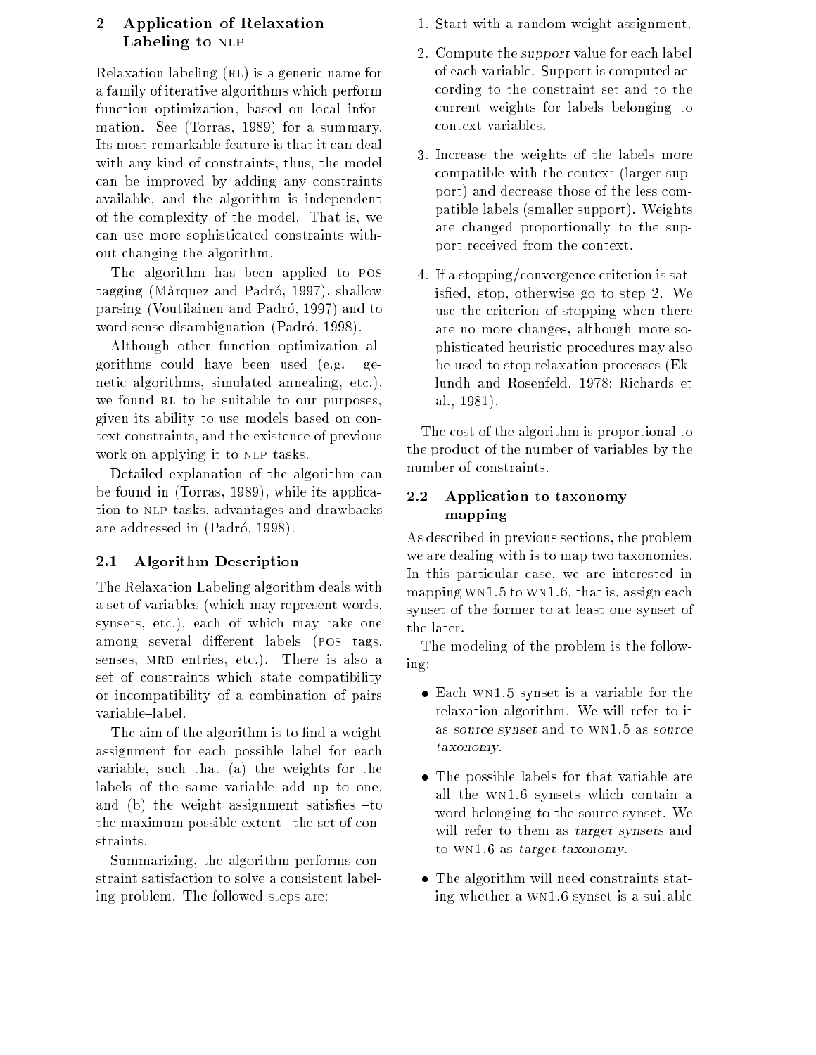## 2 Application of Relaxation Labeling to NLP

Relaxation labeling (RL) is a generic name for a family of iterative algorithms which perform function optimization, based on local information. See (Torras, 1989) for a summary. Its most remarkable feature is that it can deal with any kind of constraints, thus, the model can be improved by adding any constraints available, and the algorithm is independent of the complexity of the model. That is, we can use more sophisticated constraints without changing the algorithm.

The algorithm has been applied to POS tagging (Màrquez and Padró, 1997), shallow parsing (Voutilainen and Padró, 1997) and to word sense disambiguation (Padró, 1998).

Although other function optimization algorithms could have been used (e.g. genetic algorithms, simulated annealing, etc.), we found RL to be suitable to our purposes, given its ability to use models based on context constraints, and the existence of previous work on applying it to NLP tasks.

Detailed explanation of the algorithm can be found in (Torras, 1989), while its application to NLP tasks, advantages and drawbacks are addressed in (Padró, 1998).

### 2.1 Algorithm Description

The Relaxation Labeling algorithm deals with a set of variables (which may represent words, synsets, etc.), each of which may take one among several different labels (POS tags, senses, MRD entries, etc.). There is also a set of constraints which state compatibility or incompatibility of a combination of pairs variable–label.

The aim of the algorithm is to find a weight assignment for each possible label for each variable, such that (a) the weights for the labels of the same variable add up to one, and (b) the weight assignment satisfies –to the maximum possible extent– the set of constraints.

Summarizing, the algorithm performs constraint satisfaction to solve a consistent labeling problem. The followed steps are:

1. Start with a random weight assignment.
2. Compute the *support* value for each label of each variable. Support is computed according to the constraint set and to the current weights for labels belonging to context variables.
3. Increase the weights of the labels more compatible with the context (larger support) and decrease those of the less compatible labels (smaller support). Weights are changed proportionally to the support received from the context.
4. If a stopping/convergence criterion is satisfied, stop, otherwise go to step 2. We use the criterion of stopping when there are no more changes, although more sophisticated heuristic procedures may also be used to stop relaxation processes (Eklundh and Rosenfeld, 1978; Richards et al., 1981).

The cost of the algorithm is proportional to the product of the number of variables by the number of constraints.

### 2.2 Application to taxonomy mapping

As described in previous sections, the problem we are dealing with is to map two taxonomies. In this particular case, we are interested in mapping WN1.5 to WN1.6, that is, assign each synset of the former to at least one synset of the later.

The modeling of the problem is the following:

- Each WN1.5 synset is a variable for the relaxation algorithm. We will refer to it as *source synset* and to WN1.5 as *source taxonomy*.
- The possible labels for that variable are all the WN1.6 synsets which contain a word belonging to the source synset. We will refer to them as *target synsets* and to WN1.6 as *target taxonomy*.
- The algorithm will need constraints stating whether a WN1.6 synset is a suitable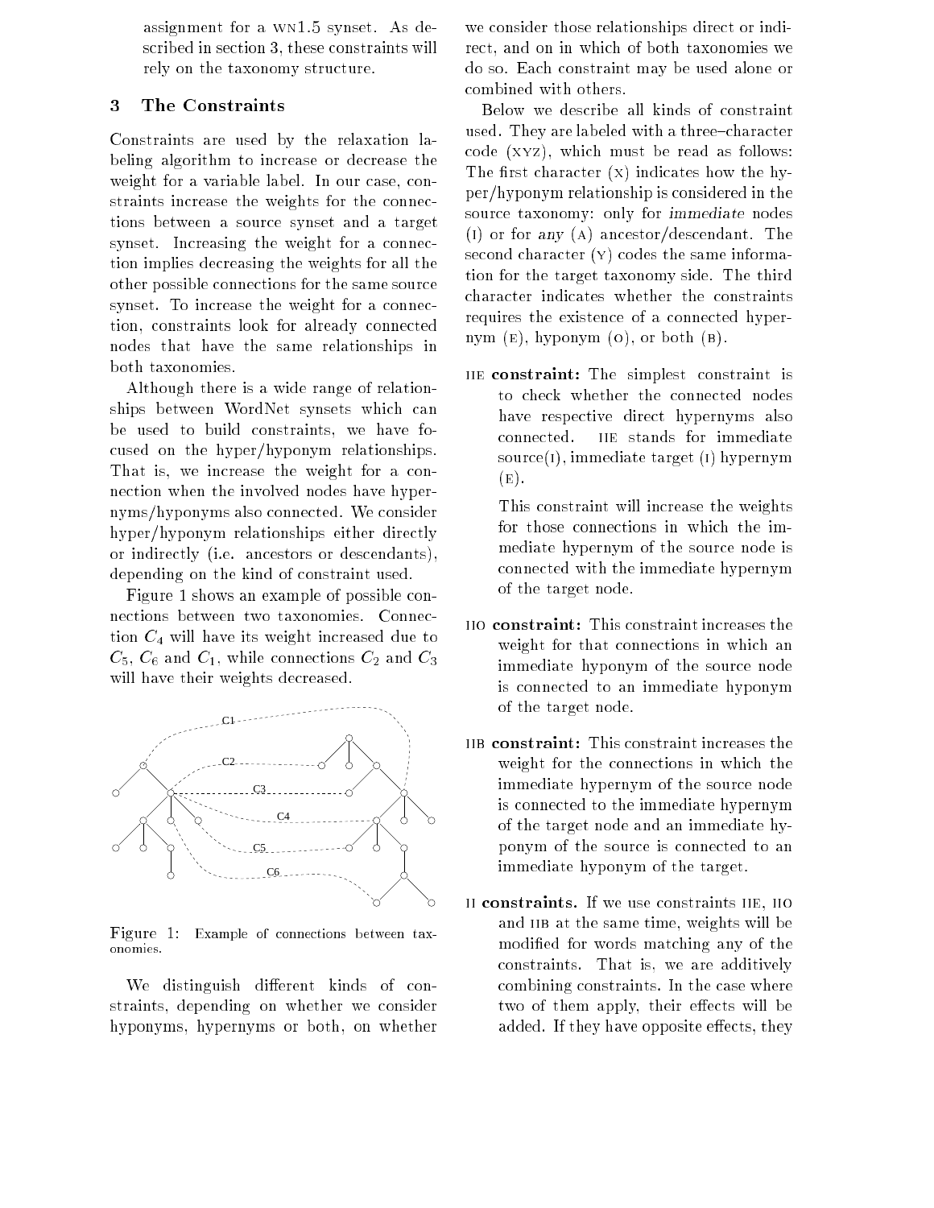assignment for a WN1.5 synset. As described in section 3, these constraints will rely on the taxonomy structure.

## 3 The Constraints

Constraints are used by the relaxation labeling algorithm to increase or decrease the weight for a variable label. In our case, constraints increase the weights for the connections between a source synset and a target synset. Increasing the weight for a connection implies decreasing the weights for all the other possible connections for the same source synset. To increase the weight for a connection, constraints look for already connected nodes that have the same relationships in both taxonomies.

Although there is a wide range of relationships between WordNet synsets which can be used to build constraints, we have focused on the hyper/hyponym relationships. That is, we increase the weight for a connection when the involved nodes have hypernyms/hyponyms also connected. We consider hyper/hyponym relationships either directly or indirectly (i.e. ancestors or descendants), depending on the kind of constraint used.

Figure 1 shows an example of possible connections between two taxonomies. Connection $C_4$ will have its weight increased due to $C_5$, $C_6$ and $C_1$, while connections $C_2$ and $C_3$ will have their weights decreased.

Figure 1: Example of connections between taxonomies.

We distinguish different kinds of constraints, depending on whether we consider hyponyms, hypernyms or both, on whether we consider those relationships direct or indirect, and on in which of both taxonomies we do so. Each constraint may be used alone or combined with others.

Below we describe all kinds of constraint used. They are labeled with a three–character code (XYZ), which must be read as follows: The first character (X) indicates how the hyper/hyponym relationship is considered in the source taxonomy: only for *immediate* nodes (I) or for *any* (A) ancestor/descendant. The second character (Y) codes the same information for the target taxonomy side. The third character indicates whether the constraints requires the existence of a connected hypernym (E), hyponym (O), or both (B).

**IIE constraint:** The simplest constraint is to check whether the connected nodes have respective direct hypernyms also connected. IIE stands for immediate source(I), immediate target (I) hypernym (E).

This constraint will increase the weights for those connections in which the immediate hypernym of the source node is connected with the immediate hypernym of the target node.

**IIO constraint:** This constraint increases the weight for that connections in which an immediate hyponym of the source node is connected to an immediate hyponym of the target node.

**IIB constraint:** This constraint increases the weight for the connections in which the immediate hypernym of the source node is connected to the immediate hypernym of the target node and an immediate hyponym of the source is connected to an immediate hyponym of the target.

**II constraints.** If we use constraints IIE, IIO and IIB at the same time, weights will be modified for words matching any of the constraints. That is, we are additively combining constraints. In the case where two of them apply, their effects will be added. If they have opposite effects, they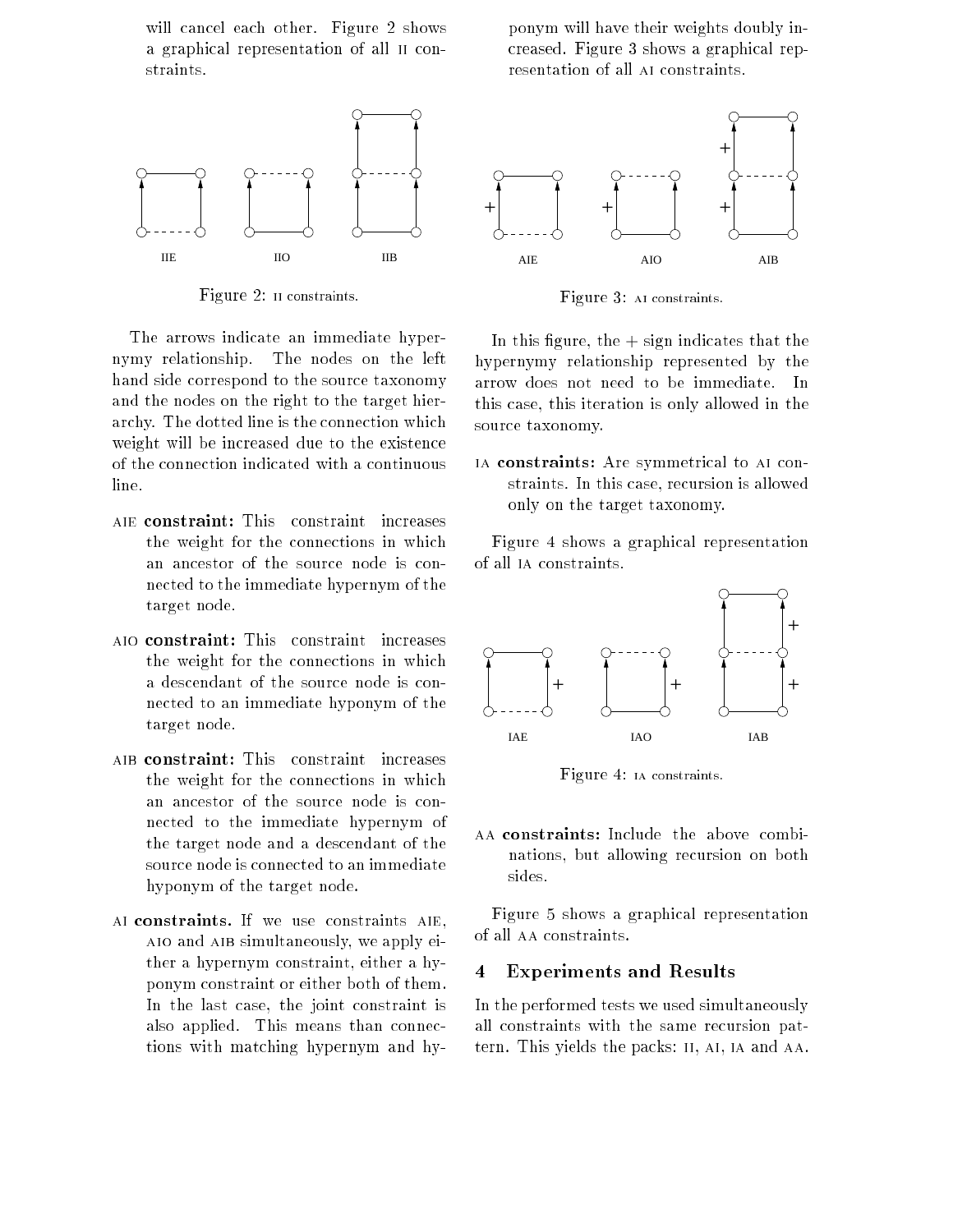will cancel each other. Figure 2 shows a graphical representation of all II constraints.

Figure 2: II constraints.

The arrows indicate an immediate hypernymy relationship. The nodes on the left hand side correspond to the source taxonomy and the nodes on the right to the target hierarchy. The dotted line is the connection which weight will be increased due to the existence of the connection indicated with a continuous line.

- AIE **constraint:** This constraint increases the weight for the connections in which an ancestor of the source node is connected to the immediate hypernym of the target node.
- AIO **constraint:** This constraint increases the weight for the connections in which a descendant of the source node is connected to an immediate hyponym of the target node.
- AIB **constraint:** This constraint increases the weight for the connections in which an ancestor of the source node is connected to the immediate hypernym of the target node and a descendant of the source node is connected to an immediate hyponym of the target node.
- AI **constraints.** If we use constraints AIE, AIO and AIB simultaneously, we apply either a hypernym constraint, either a hyponym constraint or either both of them. In the last case, the joint constraint is also applied. This means than connections with matching hypernym and hyponym will have their weights doubly increased. Figure 3 shows a graphical representation of all AI constraints.

Figure 3: AI constraints.

In this figure, the + sign indicates that the hypernymy relationship represented by the arrow does not need to be immediate. In this case, this iteration is only allowed in the source taxonomy.

- IA **constraints:** Are symmetrical to AI constraints. In this case, recursion is allowed only on the target taxonomy.

Figure 4 shows a graphical representation of all IA constraints.

Figure 4: IA constraints.

- AA **constraints:** Include the above combinations, but allowing recursion on both sides.

Figure 5 shows a graphical representation of all AA constraints.

## 4 Experiments and Results

In the performed tests we used simultaneously all constraints with the same recursion pattern. This yields the packs: II, AI, IA and AA.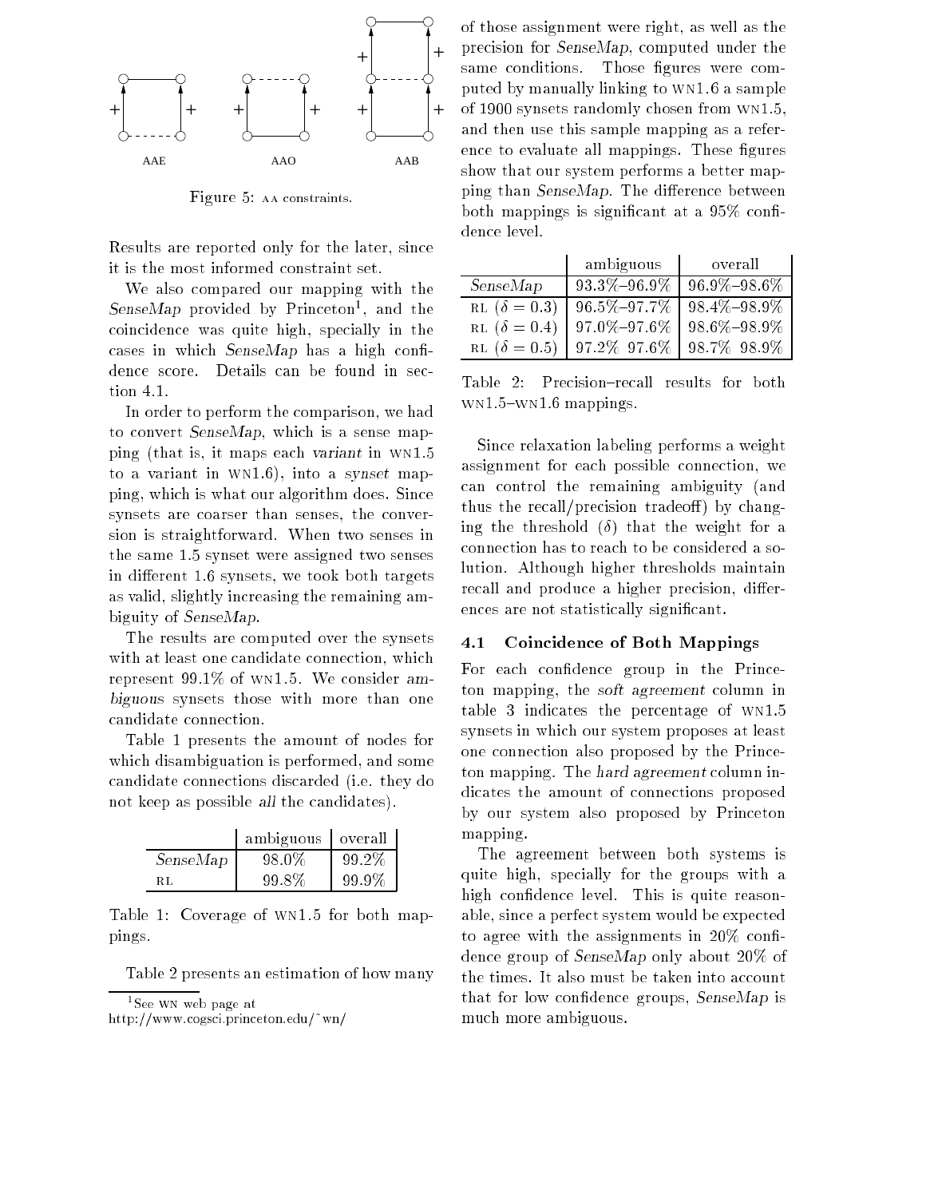AAE AAO AAB

Figure 5: AA constraints.

Results are reported only for the later, since it is the most informed constraint set.

We also compared our mapping with the *SenseMap* provided by Princeton[1], and the coincidence was quite high, specially in the cases in which *SenseMap* has a high confidence score. Details can be found in section 4.1.

In order to perform the comparison, we had to convert *SenseMap*, which is a sense mapping (that is, it maps each *variant* in WN1.5 to a variant in WN1.6), into a *synset* mapping, which is what our algorithm does. Since synsets are coarser than senses, the conversion is straightforward. When two senses in the same 1.5 synset were assigned two senses in different 1.6 synsets, we took both targets as valid, slightly increasing the remaining ambiguity of *SenseMap*.

The results are computed over the synsets with at least one candidate connection, which represent 99.1% of WN1.5. We consider *ambiguous* synsets those with more than one candidate connection.

Table 1 presents the amount of nodes for which disambiguation is performed, and some candidate connections discarded (i.e. they do not keep as possible *all* the candidates).

| | ambiguous | overall |
|---|---|---|
| *SenseMap* | 98.0% | 99.2% |
| RL | 99.8% | 99.9% |

Table 1: Coverage of WN1.5 for both mappings.

Table 2 presents an estimation of how many of those assignment were right, as well as the precision for *SenseMap*, computed under the same conditions. Those figures were computed by manually linking to WN1.6 a sample of 1900 synsets randomly chosen from WN1.5, and then use this sample mapping as a reference to evaluate all mappings. These figures show that our system performs a better mapping than *SenseMap*. The difference between both mappings is significant at a 95% confidence level.

| | ambiguous | overall |
|---|---|---|
| *SenseMap* | 93.3%–96.9% | 96.9%–98.6% |
| RL ($\delta = 0.3$) | 96.5%–97.7% | 98.4%–98.9% |
| RL ($\delta = 0.4$) | 97.0%–97.6% | 98.6%–98.9% |
| RL ($\delta = 0.5$) | 97.2% 97.6% | 98.7% 98.9% |

Table 2: Precision–recall results for both WN1.5–WN1.6 mappings.

Since relaxation labeling performs a weight assignment for each possible connection, we can control the remaining ambiguity (and thus the recall/precision tradeoff) by changing the threshold ($\delta$) that the weight for a connection has to reach to be considered a solution. Although higher thresholds maintain recall and produce a higher precision, differences are not statistically significant.

### 4.1 Coincidence of Both Mappings

For each confidence group in the Princeton mapping, the *soft agreement* column in table 3 indicates the percentage of WN1.5 synsets in which our system proposes at least one connection also proposed by the Princeton mapping. The *hard agreement* column indicates the amount of connections proposed by our system also proposed by Princeton mapping.

The agreement between both systems is quite high, specially for the groups with a high confidence level. This is quite reasonable, since a perfect system would be expected to agree with the assignments in 20% confidence group of *SenseMap* only about 20% of the times. It also must be taken into account that for low confidence groups, *SenseMap* is much more ambiguous.

[1] See WN web page at http://www.cogsci.princeton.edu/~wn/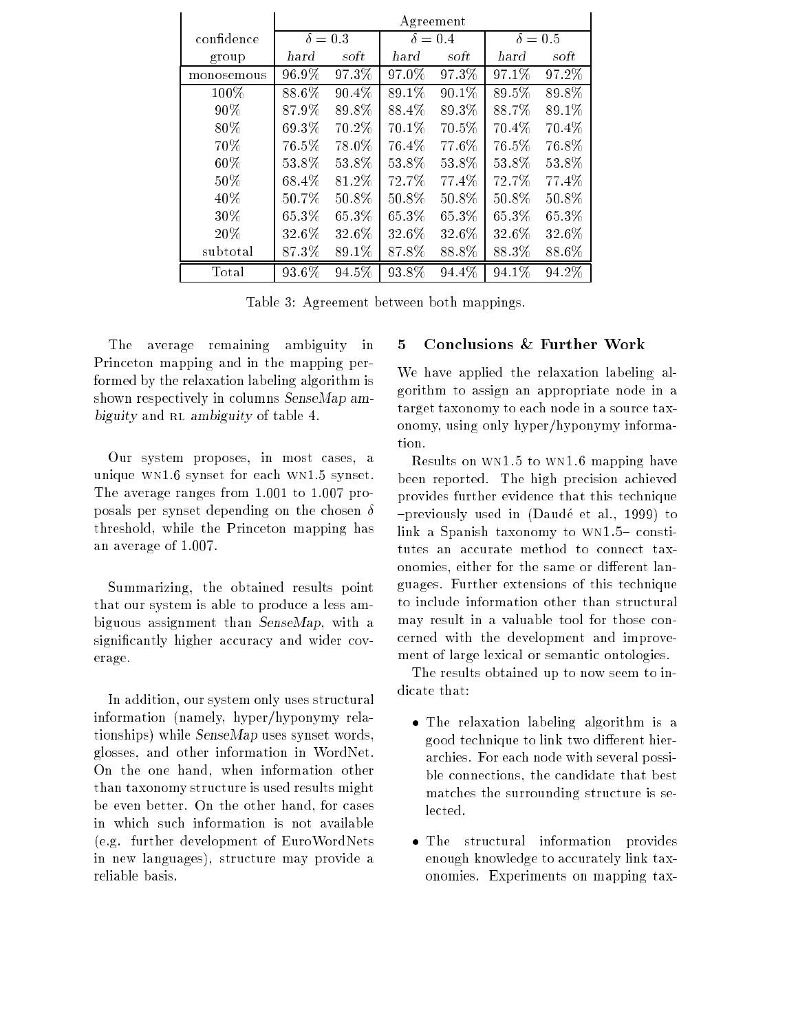| | Agreement | | | | | |
|---|---|---|---|---|---|---|
| confidence | $\delta = 0.3$ | | $\delta = 0.4$ | | $\delta = 0.5$ | |
| group | *hard* | *soft* | *hard* | *soft* | *hard* | *soft* |
| monosemous | 96.9% | 97.3% | 97.0% | 97.3% | 97.1% | 97.2% |
| 100% | 88.6% | 90.4% | 89.1% | 90.1% | 89.5% | 89.8% |
| 90% | 87.9% | 89.8% | 88.4% | 89.3% | 88.7% | 89.1% |
| 80% | 69.3% | 70.2% | 70.1% | 70.5% | 70.4% | 70.4% |
| 70% | 76.5% | 78.0% | 76.4% | 77.6% | 76.5% | 76.8% |
| 60% | 53.8% | 53.8% | 53.8% | 53.8% | 53.8% | 53.8% |
| 50% | 68.4% | 81.2% | 72.7% | 77.4% | 72.7% | 77.4% |
| 40% | 50.7% | 50.8% | 50.8% | 50.8% | 50.8% | 50.8% |
| 30% | 65.3% | 65.3% | 65.3% | 65.3% | 65.3% | 65.3% |
| 20% | 32.6% | 32.6% | 32.6% | 32.6% | 32.6% | 32.6% |
| subtotal | 87.3% | 89.1% | 87.8% | 88.8% | 88.3% | 88.6% |
| Total | 93.6% | 94.5% | 93.8% | 94.4% | 94.1% | 94.2% |

Table 3: Agreement between both mappings.

The average remaining ambiguity in Princeton mapping and in the mapping performed by the relaxation labeling algorithm is shown respectively in columns *SenseMap ambiguity* and RL *ambiguity* of table 4.

Our system proposes, in most cases, a unique WN1.6 synset for each WN1.5 synset. The average ranges from 1.001 to 1.007 proposals per synset depending on the chosen $\delta$ threshold, while the Princeton mapping has an average of 1.007.

Summarizing, the obtained results point that our system is able to produce a less ambiguous assignment than *SenseMap*, with a significantly higher accuracy and wider coverage.

In addition, our system only uses structural information (namely, hyper/hyponymy relationships) while *SenseMap* uses synset words, glosses, and other information in WordNet. On the one hand, when information other than taxonomy structure is used results might be even better. On the other hand, for cases in which such information is not available (e.g. further development of EuroWordNets in new languages), structure may provide a reliable basis.

## 5 Conclusions & Further Work

We have applied the relaxation labeling algorithm to assign an appropriate node in a target taxonomy to each node in a source taxonomy, using only hyper/hyponymy information.

Results on WN1.5 to WN1.6 mapping have been reported. The high precision achieved provides further evidence that this technique –previously used in (Daudé et al., 1999) to link a Spanish taxonomy to WN1.5– constitutes an accurate method to connect taxonomies, either for the same or different languages. Further extensions of this technique to include information other than structural may result in a valuable tool for those concerned with the development and improvement of large lexical or semantic ontologies.

The results obtained up to now seem to indicate that:

- The relaxation labeling algorithm is a good technique to link two different hierarchies. For each node with several possible connections, the candidate that best matches the surrounding structure is selected.
- The structural information provides enough knowledge to accurately link taxonomies. Experiments on mapping tax-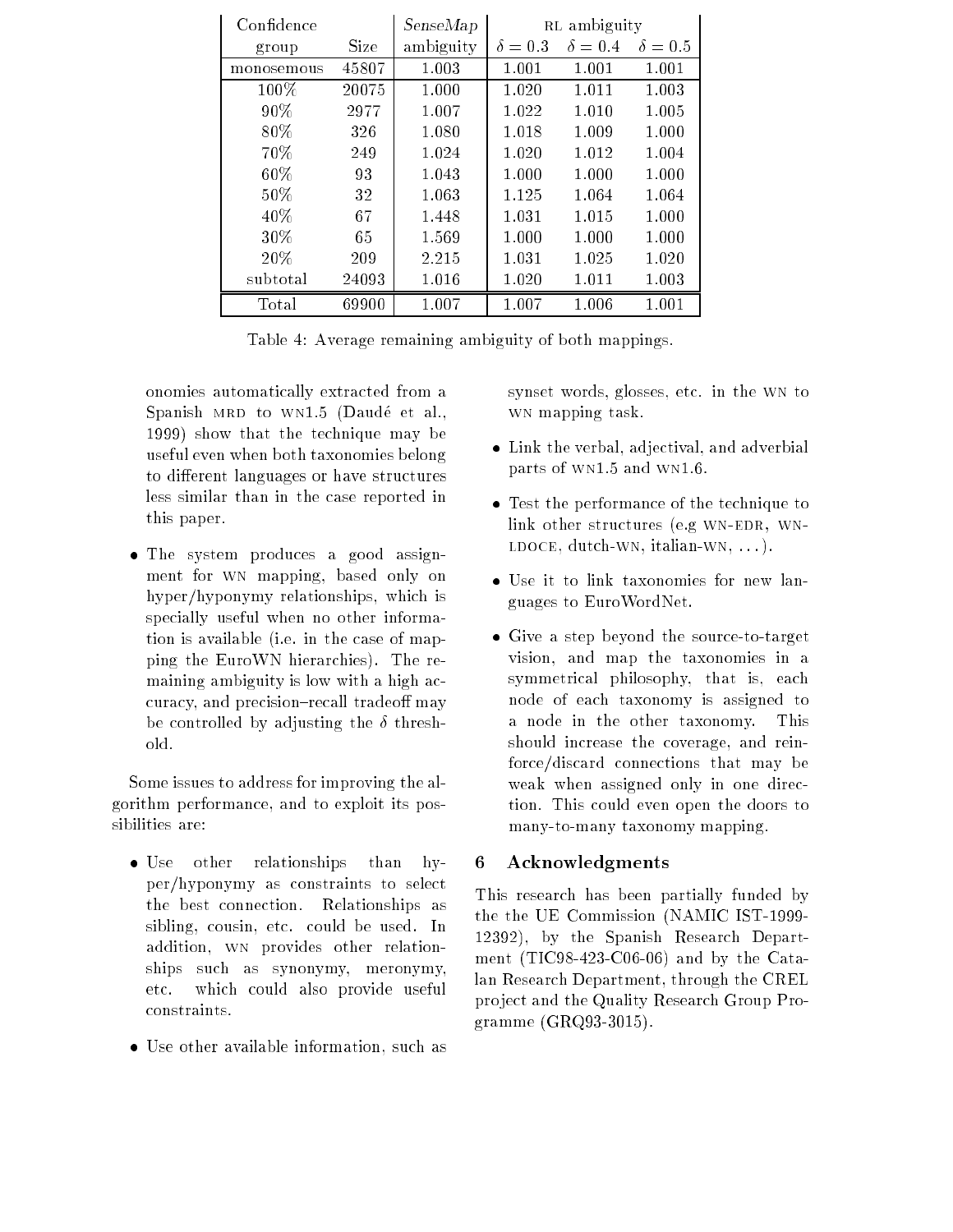| Confidence group | Size | *SenseMap* ambiguity | RL ambiguity $\delta = 0.3$ | $\delta = 0.4$ | $\delta = 0.5$ |
|---|---|---|---|---|---|
| monosemous | 45807 | 1.003 | 1.001 | 1.001 | 1.001 |
| 100% | 20075 | 1.000 | 1.020 | 1.011 | 1.003 |
| 90% | 2977 | 1.007 | 1.022 | 1.010 | 1.005 |
| 80% | 326 | 1.080 | 1.018 | 1.009 | 1.000 |
| 70% | 249 | 1.024 | 1.020 | 1.012 | 1.004 |
| 60% | 93 | 1.043 | 1.000 | 1.000 | 1.000 |
| 50% | 32 | 1.063 | 1.125 | 1.064 | 1.064 |
| 40% | 67 | 1.448 | 1.031 | 1.015 | 1.000 |
| 30% | 65 | 1.569 | 1.000 | 1.000 | 1.000 |
| 20% | 209 | 2.215 | 1.031 | 1.025 | 1.020 |
| subtotal | 24093 | 1.016 | 1.020 | 1.011 | 1.003 |
| Total | 69900 | 1.007 | 1.007 | 1.006 | 1.001 |

Table 4: Average remaining ambiguity of both mappings.

onomies automatically extracted from a Spanish MRD to WN1.5 (Daudé et al., 1999) show that the technique may be useful even when both taxonomies belong to different languages or have structures less similar than in the case reported in this paper.

- The system produces a good assignment for WN mapping, based only on hyper/hyponymy relationships, which is specially useful when no other information is available (i.e. in the case of mapping the EuroWN hierarchies). The remaining ambiguity is low with a high accuracy, and precision–recall tradeoff may be controlled by adjusting the $\delta$ threshold.

Some issues to address for improving the algorithm performance, and to exploit its possibilities are:

- Use other relationships than hyper/hyponymy as constraints to select the best connection. Relationships as sibling, cousin, etc. could be used. In addition, WN provides other relationships such as synonymy, meronymy, etc. which could also provide useful constraints.
- Use other available information, such as synset words, glosses, etc. in the WN to WN mapping task.
- Link the verbal, adjectival, and adverbial parts of WN1.5 and WN1.6.
- Test the performance of the technique to link other structures (e.g WN-EDR, WN-LDOCE, dutch-WN, italian-WN, ...).
- Use it to link taxonomies for new languages to EuroWordNet.
- Give a step beyond the source-to-target vision, and map the taxonomies in a symmetrical philosophy, that is, each node of each taxonomy is assigned to a node in the other taxonomy. This should increase the coverage, and reinforce/discard connections that may be weak when assigned only in one direction. This could even open the doors to many-to-many taxonomy mapping.

## 6 Acknowledgments

This research has been partially funded by the the UE Commission (NAMIC IST-1999-12392), by the Spanish Research Department (TIC98-423-C06-06) and by the Catalan Research Department, through the CREL project and the Quality Research Group Programme (GRQ93-3015).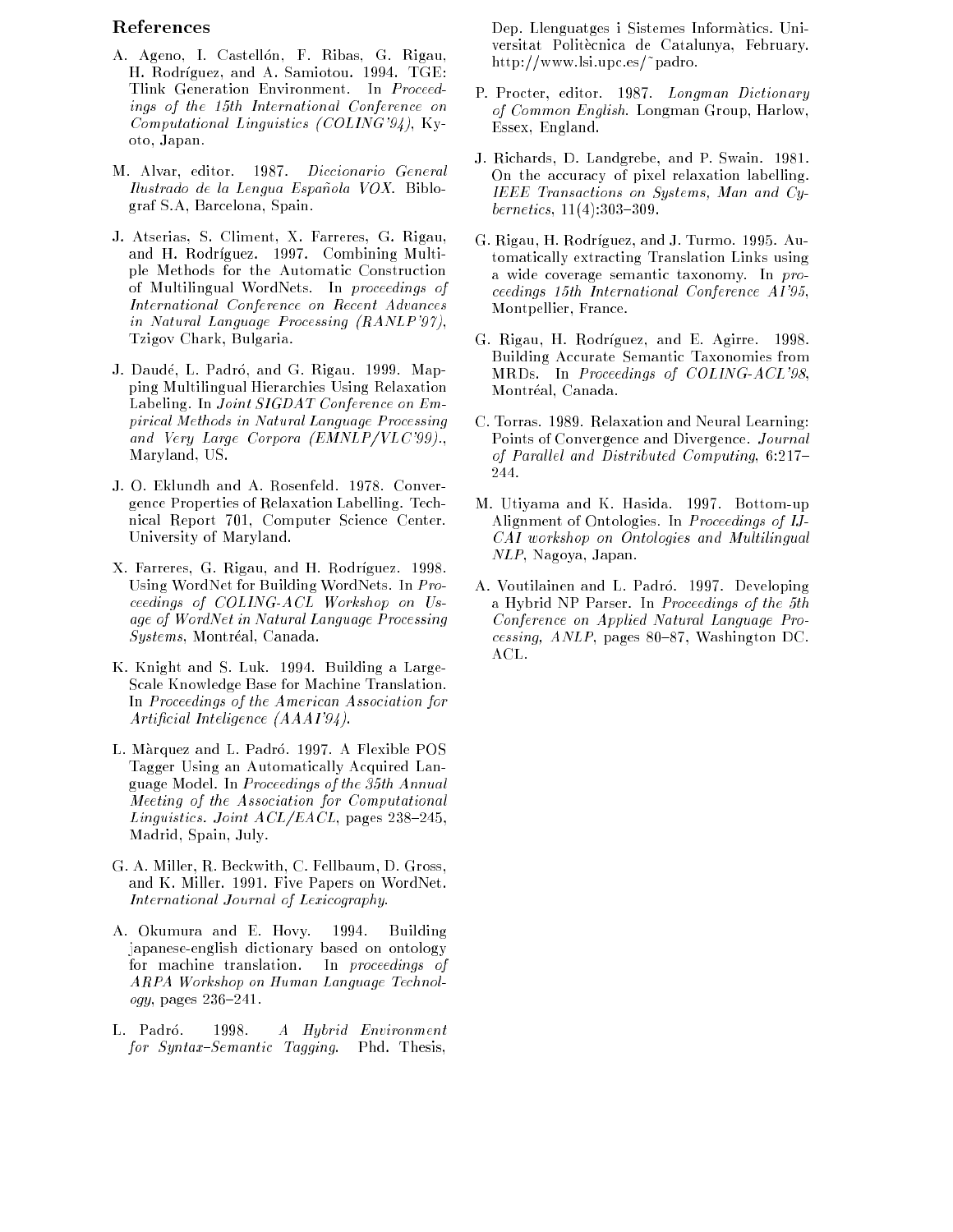## References

A. Ageno, I. Castellón, F. Ribas, G. Rigau, H. Rodríguez, and A. Samiotou. 1994. TGE: Tlink Generation Environment. In *Proceedings of the 15th International Conference on Computational Linguistics (COLING'94)*, Kyoto, Japan.

M. Alvar, editor. 1987. *Diccionario General Ilustrado de la Lengua Española VOX*. Biblograf S.A, Barcelona, Spain.

J. Atserias, S. Climent, X. Farreres, G. Rigau, and H. Rodríguez. 1997. Combining Multiple Methods for the Automatic Construction of Multilingual WordNets. In *proceedings of International Conference on Recent Advances in Natural Language Processing (RANLP'97)*, Tzigov Chark, Bulgaria.

J. Daudé, L. Padró, and G. Rigau. 1999. Mapping Multilingual Hierarchies Using Relaxation Labeling. In *Joint SIGDAT Conference on Empirical Methods in Natural Language Processing and Very Large Corpora (EMNLP/VLC'99).*, Maryland, US.

J. O. Eklundh and A. Rosenfeld. 1978. Convergence Properties of Relaxation Labelling. Technical Report 701, Computer Science Center. University of Maryland.

X. Farreres, G. Rigau, and H. Rodríguez. 1998. Using WordNet for Building WordNets. In *Proceedings of COLING-ACL Workshop on Usage of WordNet in Natural Language Processing Systems*, Montréal, Canada.

K. Knight and S. Luk. 1994. Building a Large-Scale Knowledge Base for Machine Translation. In *Proceedings of the American Association for Artificial Inteligence (AAAI'94)*.

L. Màrquez and L. Padró. 1997. A Flexible POS Tagger Using an Automatically Acquired Language Model. In *Proceedings of the 35th Annual Meeting of the Association for Computational Linguistics. Joint ACL/EACL*, pages 238–245, Madrid, Spain, July.

G. A. Miller, R. Beckwith, C. Fellbaum, D. Gross, and K. Miller. 1991. Five Papers on WordNet. *International Journal of Lexicography*.

A. Okumura and E. Hovy. 1994. Building japanese-english dictionary based on ontology for machine translation. In *proceedings of ARPA Workshop on Human Language Technology*, pages 236–241.

L. Padró. 1998. *A Hybrid Environment for Syntax–Semantic Tagging*. Phd. Thesis, Dep. Llenguatges i Sistemes Informàtics. Universitat Politècnica de Catalunya, February. http://www.lsi.upc.es/˜padro.

P. Procter, editor. 1987. *Longman Dictionary of Common English*. Longman Group, Harlow, Essex, England.

J. Richards, D. Landgrebe, and P. Swain. 1981. On the accuracy of pixel relaxation labelling. *IEEE Transactions on Systems, Man and Cybernetics*, 11(4):303–309.

G. Rigau, H. Rodríguez, and J. Turmo. 1995. Automatically extracting Translation Links using a wide coverage semantic taxonomy. In *proceedings 15th International Conference AI'95*, Montpellier, France.

G. Rigau, H. Rodríguez, and E. Agirre. 1998. Building Accurate Semantic Taxonomies from MRDs. In *Proceedings of COLING-ACL'98*, Montréal, Canada.

C. Torras. 1989. Relaxation and Neural Learning: Points of Convergence and Divergence. *Journal of Parallel and Distributed Computing*, 6:217–244.

M. Utiyama and K. Hasida. 1997. Bottom-up Alignment of Ontologies. In *Proceedings of IJCAI workshop on Ontologies and Multilingual NLP*, Nagoya, Japan.

A. Voutilainen and L. Padró. 1997. Developing a Hybrid NP Parser. In *Proceedings of the 5th Conference on Applied Natural Language Processing, ANLP*, pages 80–87, Washington DC. ACL.